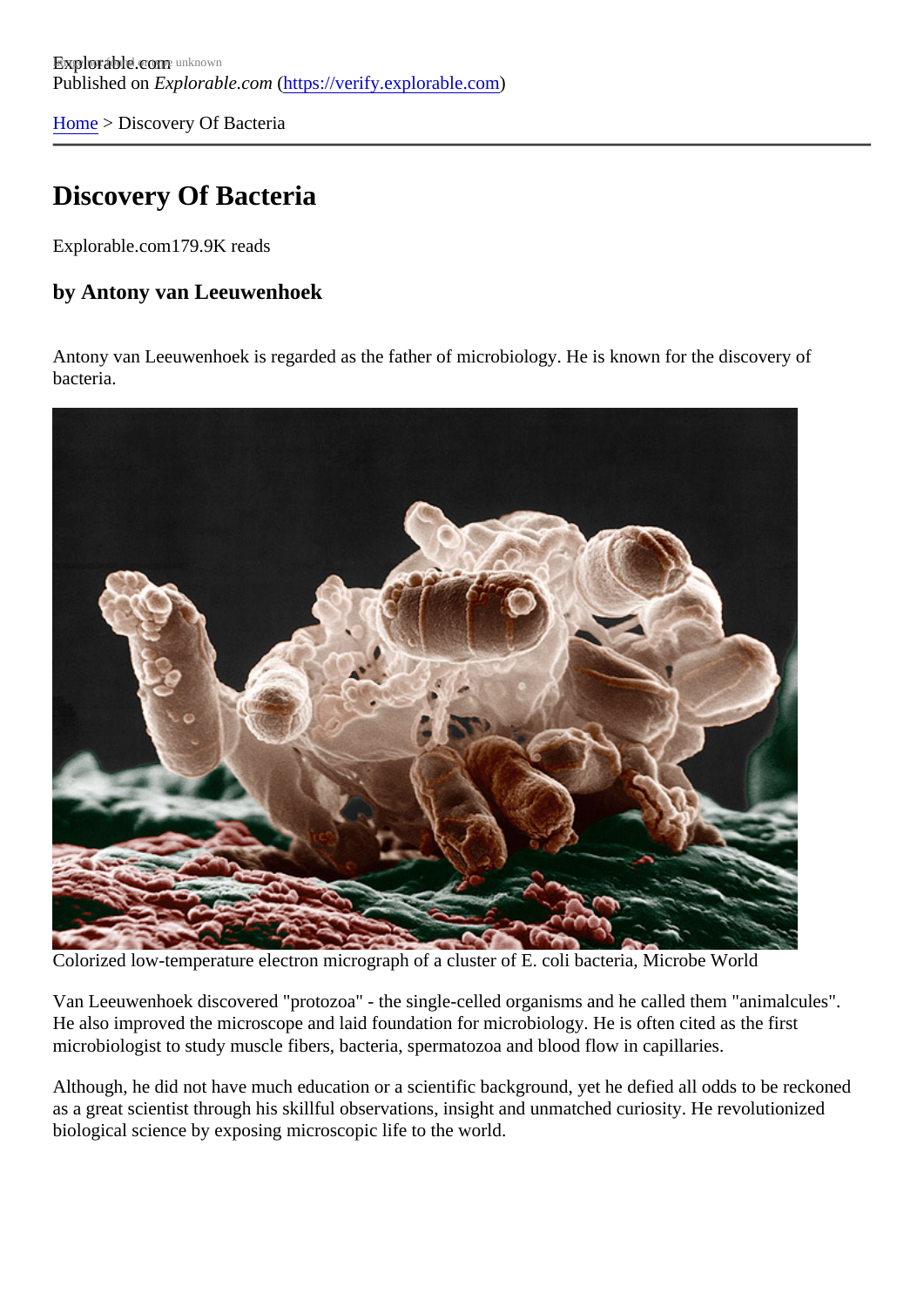Published on *Explorable.com* (https://verify.explorable.com)

Home > Discovery Of Bacteria

# Discovery Of Bacteria

Explorable.com179.9K reads

### by Antony van Leeuwenhoek

Antony van Leeuwenhoek is regarded as the father of microbiology. He is known for the discovery of bacteria.

Colorized low-temperature electron micrograph of a cluster of E. coli bacteria, Microbe World

Van Leeuwenhoek discovered "protozoa" - the single-celled organisms and he called them "animalcules". He also improved the microscope and laid foundation for microbiology. He is often cited as the first microbiologist to study muscle fibers, bacteria, spermatozoa and blood flow in capillaries.

Although, he did not have much education or a scientific background, yet he defied all odds to be reckoned as a great scientist through his skillful observations, insight and unmatched curiosity. He revolutionized biological science by exposing microscopic life to the world.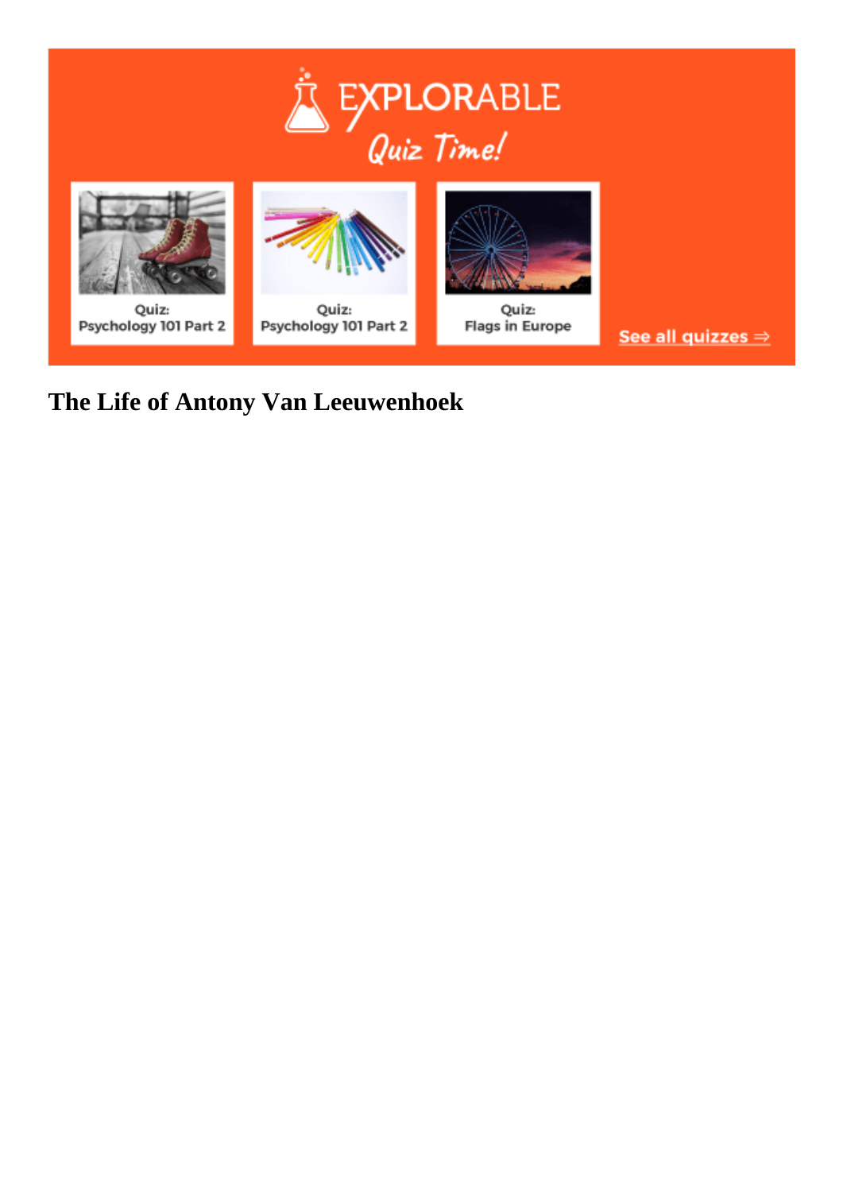EXPLORABLE

Quiz Time!

Quiz:
Psychology 101 Part 2

Quiz:
Psychology 101 Part 2

Quiz:
Flags in Europe

See all quizzes ⇒

## The Life of Antony Van Leeuwenhoek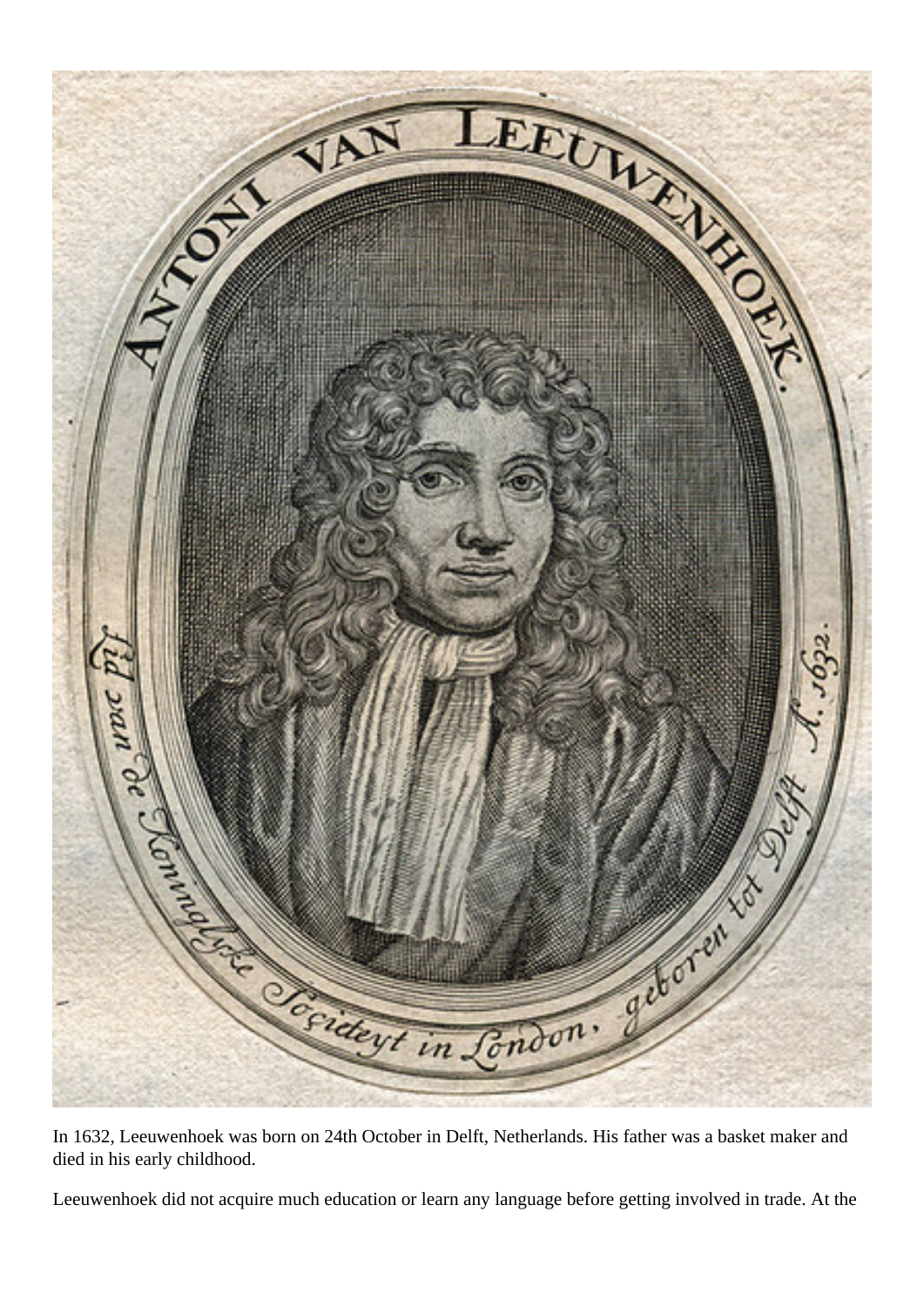In 1632, Leeuwenhoek was born on 24th October in Delft, Netherlands. His father was a basket maker and died in his early childhood.

Leeuwenhoek did not acquire much education or learn any language before getting involved in trade. At the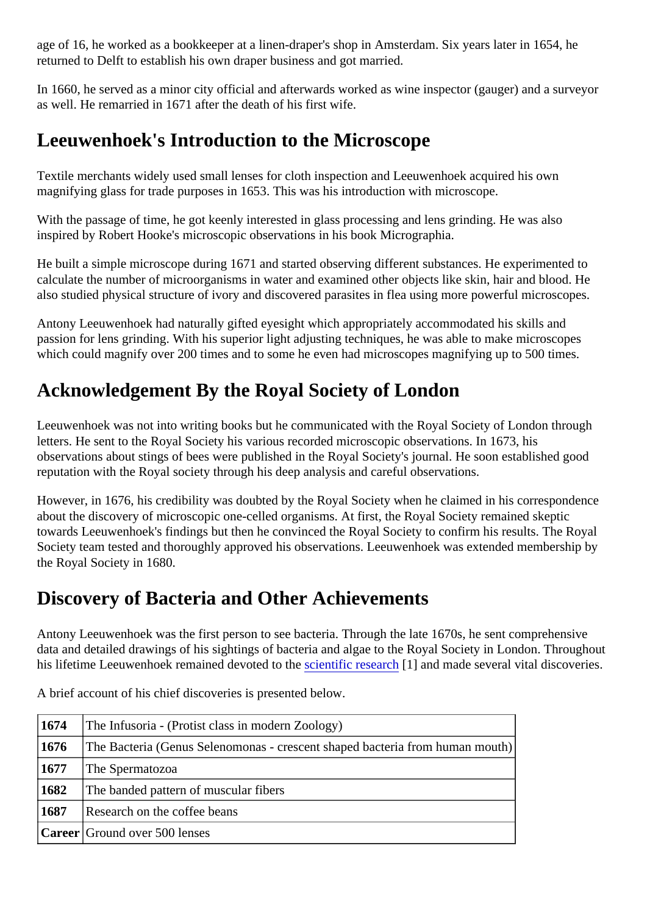age of 16, he worked as a bookkeeper at a linen-draper's shop in Amsterdam. Six years later in 1654, he returned to Delft to establish his own draper business and got married.

In 1660, he served as a minor city official and afterwards worked as wine inspector (gauger) and a surveyor as well. He remarried in 1671 after the death of his first wife.

## Leeuwenhoek's Introduction to the Microscope

Textile merchants widely used small lenses for cloth inspection and Leeuwenhoek acquired his own magnifying glass for trade purposes in 1653. This was his introduction with microscope.

With the passage of time, he got keenly interested in glass processing and lens grinding. He was also inspired by Robert Hooke's microscopic observations in his book Micrographia.

He built a simple microscope during 1671 and started observing different substances. He experimented to calculate the number of microorganisms in water and examined other objects like skin, hair and blood. He also studied physical structure of ivory and discovered parasites in flea using more powerful microscopes.

Antony Leeuwenhoek had naturally gifted eyesight which appropriately accommodated his skills and passion for lens grinding. With his superior light adjusting techniques, he was able to make microscopes which could magnify over 200 times and to some he even had microscopes magnifying up to 500 times.

## Acknowledgement By the Royal Society of London

Leeuwenhoek was not into writing books but he communicated with the Royal Society of London through letters. He sent to the Royal Society his various recorded microscopic observations. In 1673, his observations about stings of bees were published in the Royal Society's journal. He soon established good reputation with the Royal society through his deep analysis and careful observations.

However, in 1676, his credibility was doubted by the Royal Society when he claimed in his correspondence about the discovery of microscopic one-celled organisms. At first, the Royal Society remained skeptic towards Leeuwenhoek's findings but then he convinced the Royal Society to confirm his results. The Royal Society team tested and thoroughly approved his observations. Leeuwenhoek was extended membership by the Royal Society in 1680.

## Discovery of Bacteria and Other Achievements

Antony Leeuwenhoek was the first person to see bacteria. Through the late 1670s, he sent comprehensive data and detailed drawings of his sightings of bacteria and algae to the Royal Society in London. Throughout his lifetime Leeuwenhoek remained devoted to the scientific research [1] and made several vital discoveries.

A brief account of his chief discoveries is presented below.

| | |
|---|---|
| **1674** | The Infusoria - (Protist class in modern Zoology) |
| **1676** | The Bacteria (Genus Selenomonas - crescent shaped bacteria from human mouth) |
| **1677** | The Spermatozoa |
| **1682** | The banded pattern of muscular fibers |
| **1687** | Research on the coffee beans |
| **Career** | Ground over 500 lenses |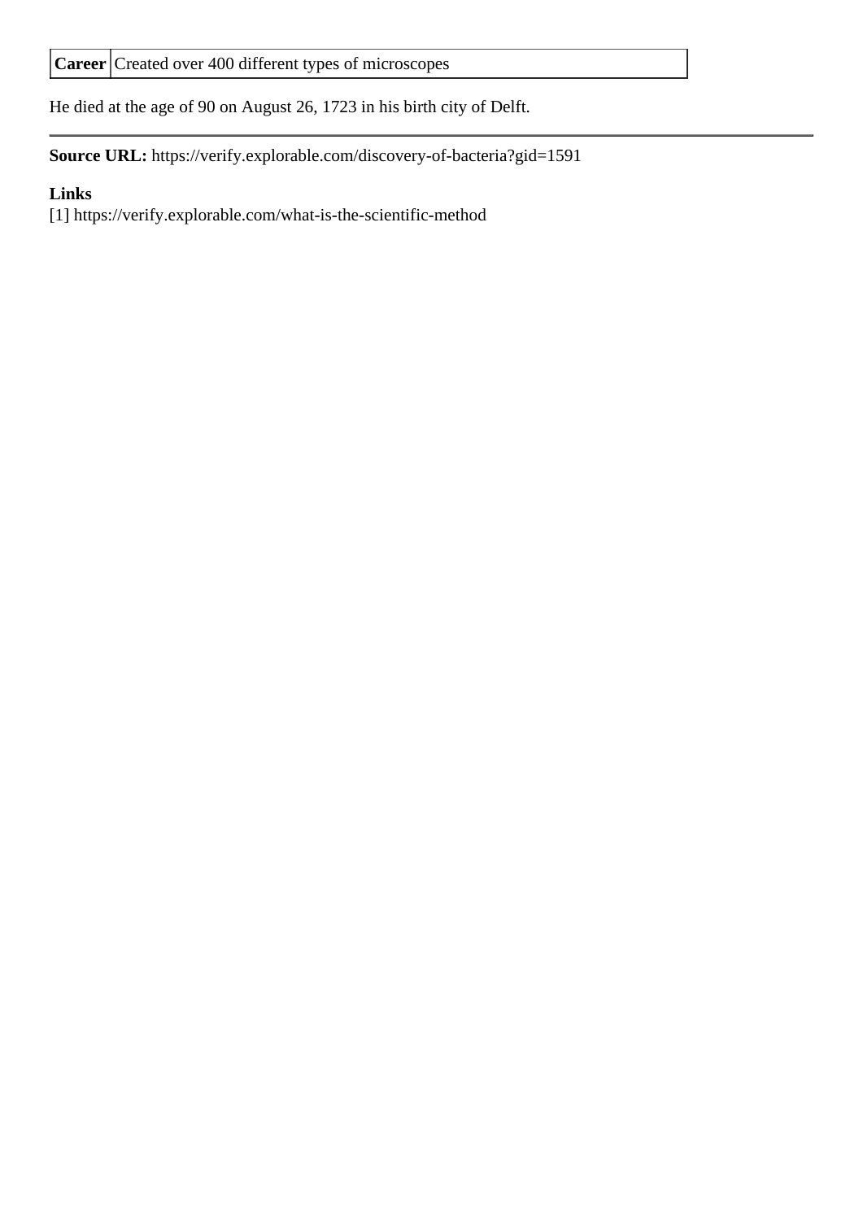| | |
|---|---|
| **Career** | Created over 400 different types of microscopes |

He died at the age of 90 on August 26, 1723 in his birth city of Delft.

---

**Source URL:** https://verify.explorable.com/discovery-of-bacteria?gid=1591

**Links**
[1] https://verify.explorable.com/what-is-the-scientific-method